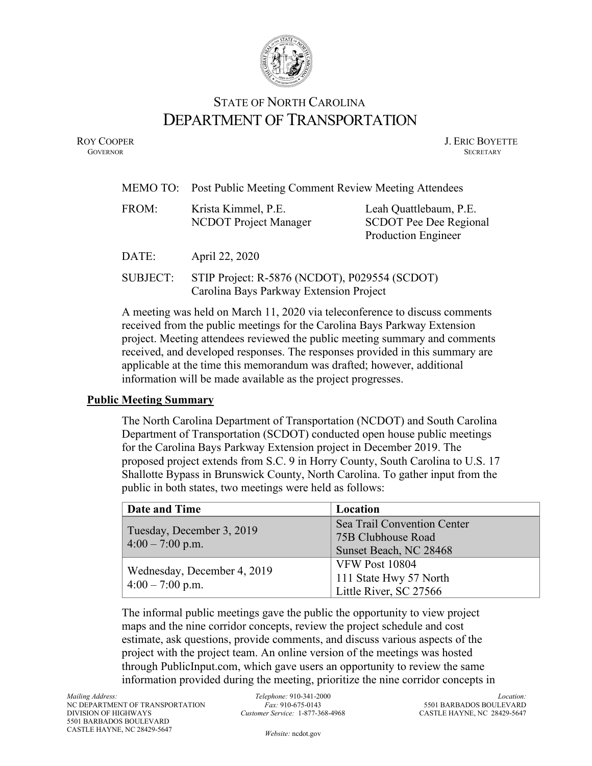# STATE OF NORTH CAROLINA
# DEPARTMENT OF TRANSPORTATION

ROY COOPER
GOVERNOR

J. ERIC BOYETTE
SECRETARY

MEMO TO: Post Public Meeting Comment Review Meeting Attendees

FROM: Krista Kimmel, P.E.
NCDOT Project Manager

Leah Quattlebaum, P.E.
SCDOT Pee Dee Regional Production Engineer

DATE: April 22, 2020

SUBJECT: STIP Project: R-5876 (NCDOT), P029554 (SCDOT)
Carolina Bays Parkway Extension Project

A meeting was held on March 11, 2020 via teleconference to discuss comments received from the public meetings for the Carolina Bays Parkway Extension project. Meeting attendees reviewed the public meeting summary and comments received, and developed responses. The responses provided in this summary are applicable at the time this memorandum was drafted; however, additional information will be made available as the project progresses.

## Public Meeting Summary

The North Carolina Department of Transportation (NCDOT) and South Carolina Department of Transportation (SCDOT) conducted open house public meetings for the Carolina Bays Parkway Extension project in December 2019. The proposed project extends from S.C. 9 in Horry County, South Carolina to U.S. 17 Shallotte Bypass in Brunswick County, North Carolina. To gather input from the public in both states, two meetings were held as follows:

| Date and Time | Location |
|---|---|
| Tuesday, December 3, 2019<br>4:00 – 7:00 p.m. | Sea Trail Convention Center<br>75B Clubhouse Road<br>Sunset Beach, NC 28468 |
| Wednesday, December 4, 2019<br>4:00 – 7:00 p.m. | VFW Post 10804<br>111 State Hwy 57 North<br>Little River, SC 27566 |

The informal public meetings gave the public the opportunity to view project maps and the nine corridor concepts, review the project schedule and cost estimate, ask questions, provide comments, and discuss various aspects of the project with the project team. An online version of the meetings was hosted through PublicInput.com, which gave users an opportunity to review the same information provided during the meeting, prioritize the nine corridor concepts in

*Mailing Address:*
NC DEPARTMENT OF TRANSPORTATION
DIVISION OF HIGHWAYS
5501 BARBADOS BOULEVARD
CASTLE HAYNE, NC 28429-5647

*Telephone:* 910-341-2000
*Fax:* 910-675-0143
*Customer Service:* 1-877-368-4968

*Website:* ncdot.gov

*Location:*
5501 BARBADOS BOULEVARD
CASTLE HAYNE, NC 28429-5647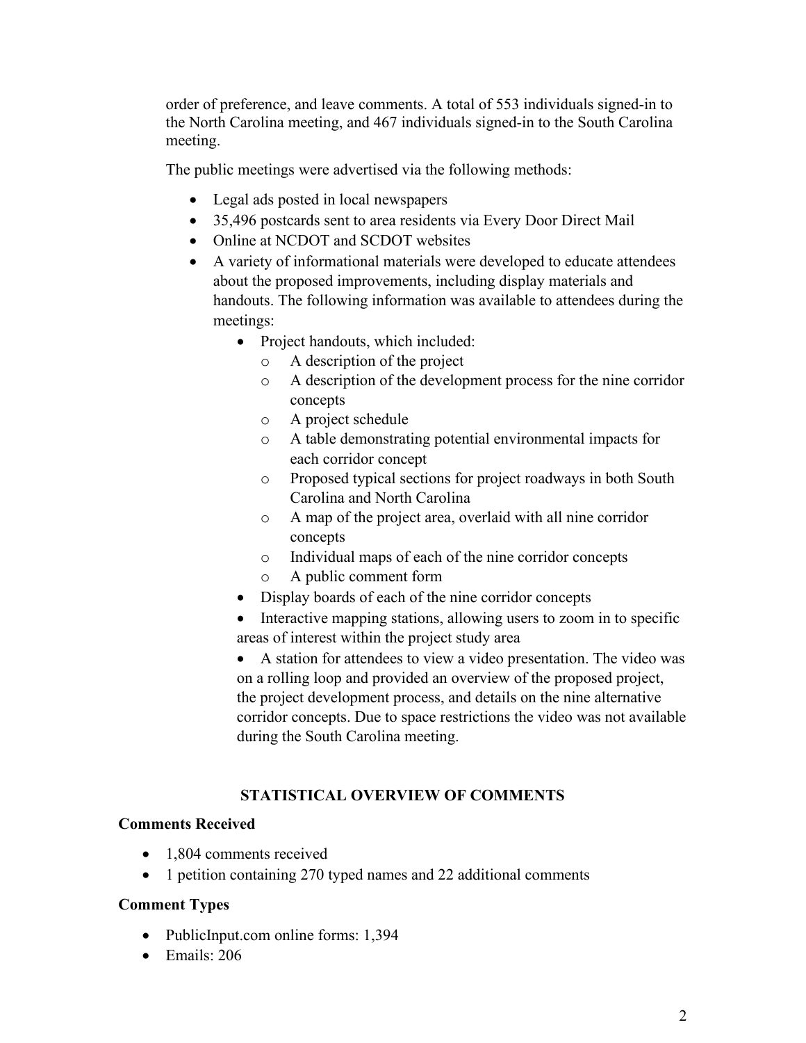order of preference, and leave comments. A total of 553 individuals signed-in to the North Carolina meeting, and 467 individuals signed-in to the South Carolina meeting.

The public meetings were advertised via the following methods:

- Legal ads posted in local newspapers
- 35,496 postcards sent to area residents via Every Door Direct Mail
- Online at NCDOT and SCDOT websites
- A variety of informational materials were developed to educate attendees about the proposed improvements, including display materials and handouts. The following information was available to attendees during the meetings:
  - Project handouts, which included:
    - A description of the project
    - A description of the development process for the nine corridor concepts
    - A project schedule
    - A table demonstrating potential environmental impacts for each corridor concept
    - Proposed typical sections for project roadways in both South Carolina and North Carolina
    - A map of the project area, overlaid with all nine corridor concepts
    - Individual maps of each of the nine corridor concepts
    - A public comment form
  - Display boards of each of the nine corridor concepts
  - Interactive mapping stations, allowing users to zoom in to specific areas of interest within the project study area
  - A station for attendees to view a video presentation. The video was on a rolling loop and provided an overview of the proposed project, the project development process, and details on the nine alternative corridor concepts. Due to space restrictions the video was not available during the South Carolina meeting.

## STATISTICAL OVERVIEW OF COMMENTS

### Comments Received

- 1,804 comments received
- 1 petition containing 270 typed names and 22 additional comments

### Comment Types

- PublicInput.com online forms: 1,394
- Emails: 206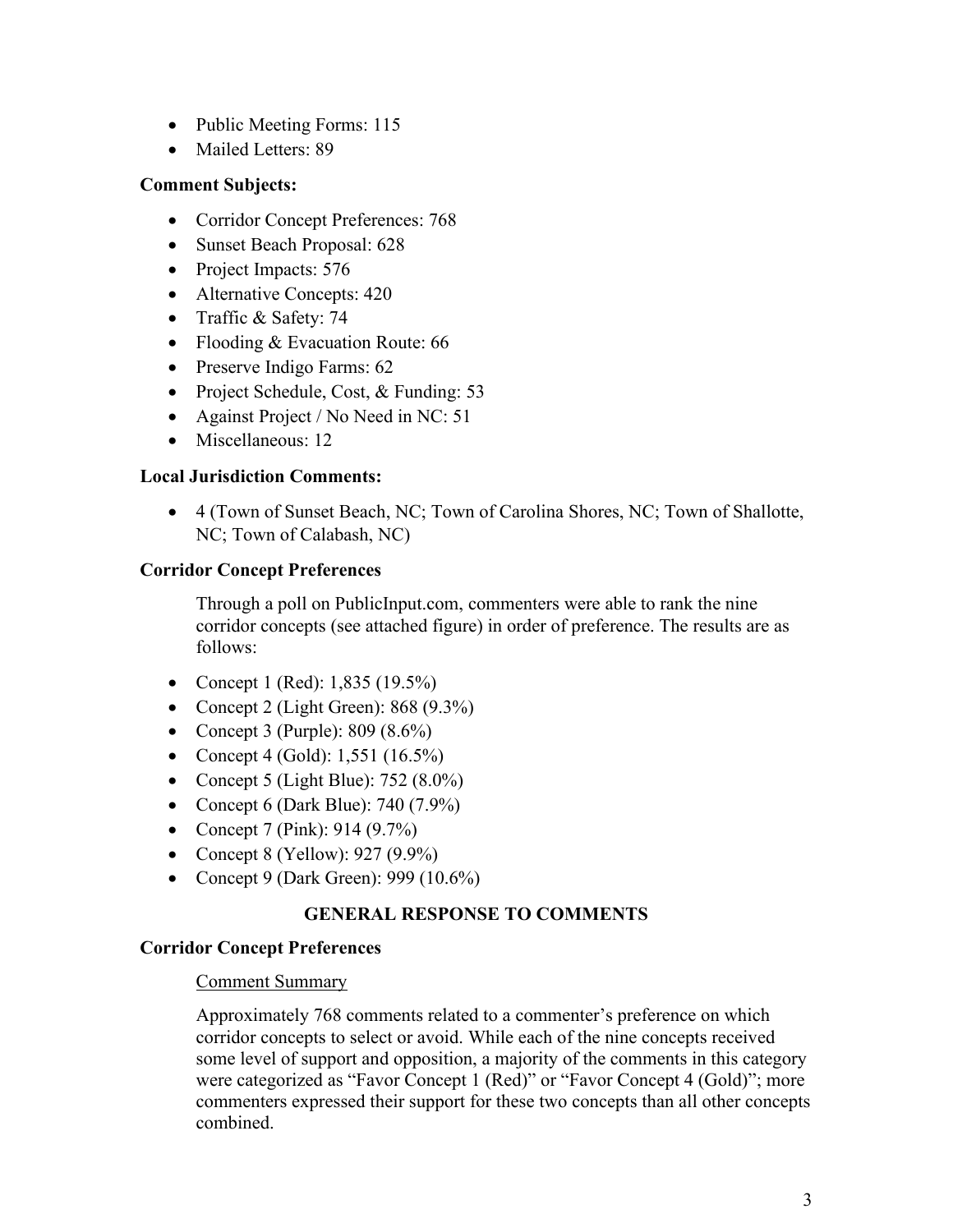- Public Meeting Forms: 115
- Mailed Letters: 89

**Comment Subjects:**

- Corridor Concept Preferences: 768
- Sunset Beach Proposal: 628
- Project Impacts: 576
- Alternative Concepts: 420
- Traffic & Safety: 74
- Flooding & Evacuation Route: 66
- Preserve Indigo Farms: 62
- Project Schedule, Cost, & Funding: 53
- Against Project / No Need in NC: 51
- Miscellaneous: 12

**Local Jurisdiction Comments:**

- 4 (Town of Sunset Beach, NC; Town of Carolina Shores, NC; Town of Shallotte, NC; Town of Calabash, NC)

**Corridor Concept Preferences**

Through a poll on PublicInput.com, commenters were able to rank the nine corridor concepts (see attached figure) in order of preference. The results are as follows:

- Concept 1 (Red): 1,835 (19.5%)
- Concept 2 (Light Green): 868 (9.3%)
- Concept 3 (Purple): 809 (8.6%)
- Concept 4 (Gold): 1,551 (16.5%)
- Concept 5 (Light Blue): 752 (8.0%)
- Concept 6 (Dark Blue): 740 (7.9%)
- Concept 7 (Pink): 914 (9.7%)
- Concept 8 (Yellow): 927 (9.9%)
- Concept 9 (Dark Green): 999 (10.6%)

## GENERAL RESPONSE TO COMMENTS

**Corridor Concept Preferences**

Comment Summary

Approximately 768 comments related to a commenter's preference on which corridor concepts to select or avoid. While each of the nine concepts received some level of support and opposition, a majority of the comments in this category were categorized as "Favor Concept 1 (Red)" or "Favor Concept 4 (Gold)"; more commenters expressed their support for these two concepts than all other concepts combined.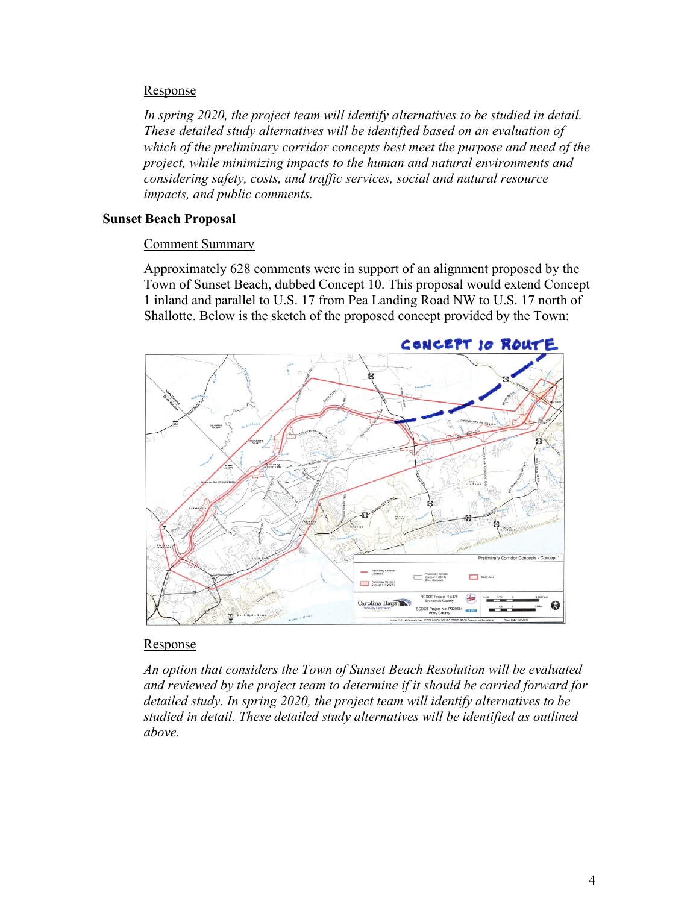Response

*In spring 2020, the project team will identify alternatives to be studied in detail. These detailed study alternatives will be identified based on an evaluation of which of the preliminary corridor concepts best meet the purpose and need of the project, while minimizing impacts to the human and natural environments and considering safety, costs, and traffic services, social and natural resource impacts, and public comments.*

**Sunset Beach Proposal**

Comment Summary

Approximately 628 comments were in support of an alignment proposed by the Town of Sunset Beach, dubbed Concept 10. This proposal would extend Concept 1 inland and parallel to U.S. 17 from Pea Landing Road NW to U.S. 17 north of Shallotte. Below is the sketch of the proposed concept provided by the Town:

Response

*An option that considers the Town of Sunset Beach Resolution will be evaluated and reviewed by the project team to determine if it should be carried forward for detailed study. In spring 2020, the project team will identify alternatives to be studied in detail. These detailed study alternatives will be identified as outlined above.*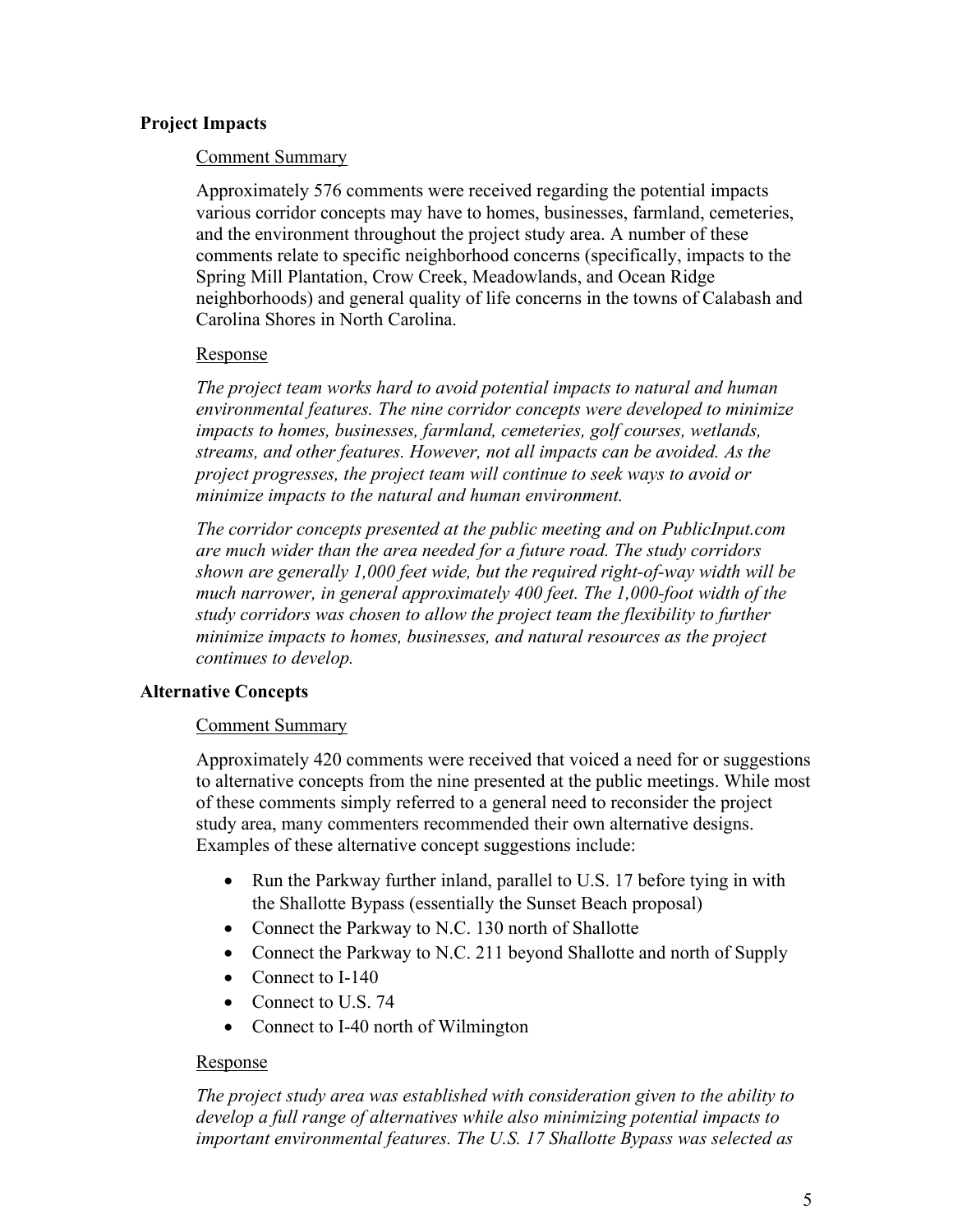### Project Impacts

Comment Summary

Approximately 576 comments were received regarding the potential impacts various corridor concepts may have to homes, businesses, farmland, cemeteries, and the environment throughout the project study area. A number of these comments relate to specific neighborhood concerns (specifically, impacts to the Spring Mill Plantation, Crow Creek, Meadowlands, and Ocean Ridge neighborhoods) and general quality of life concerns in the towns of Calabash and Carolina Shores in North Carolina.

Response

*The project team works hard to avoid potential impacts to natural and human environmental features. The nine corridor concepts were developed to minimize impacts to homes, businesses, farmland, cemeteries, golf courses, wetlands, streams, and other features. However, not all impacts can be avoided. As the project progresses, the project team will continue to seek ways to avoid or minimize impacts to the natural and human environment.*

*The corridor concepts presented at the public meeting and on PublicInput.com are much wider than the area needed for a future road. The study corridors shown are generally 1,000 feet wide, but the required right-of-way width will be much narrower, in general approximately 400 feet. The 1,000-foot width of the study corridors was chosen to allow the project team the flexibility to further minimize impacts to homes, businesses, and natural resources as the project continues to develop.*

### Alternative Concepts

Comment Summary

Approximately 420 comments were received that voiced a need for or suggestions to alternative concepts from the nine presented at the public meetings. While most of these comments simply referred to a general need to reconsider the project study area, many commenters recommended their own alternative designs. Examples of these alternative concept suggestions include:

- Run the Parkway further inland, parallel to U.S. 17 before tying in with the Shallotte Bypass (essentially the Sunset Beach proposal)
- Connect the Parkway to N.C. 130 north of Shallotte
- Connect the Parkway to N.C. 211 beyond Shallotte and north of Supply
- Connect to I-140
- Connect to U.S. 74
- Connect to I-40 north of Wilmington

Response

*The project study area was established with consideration given to the ability to develop a full range of alternatives while also minimizing potential impacts to important environmental features. The U.S. 17 Shallotte Bypass was selected as*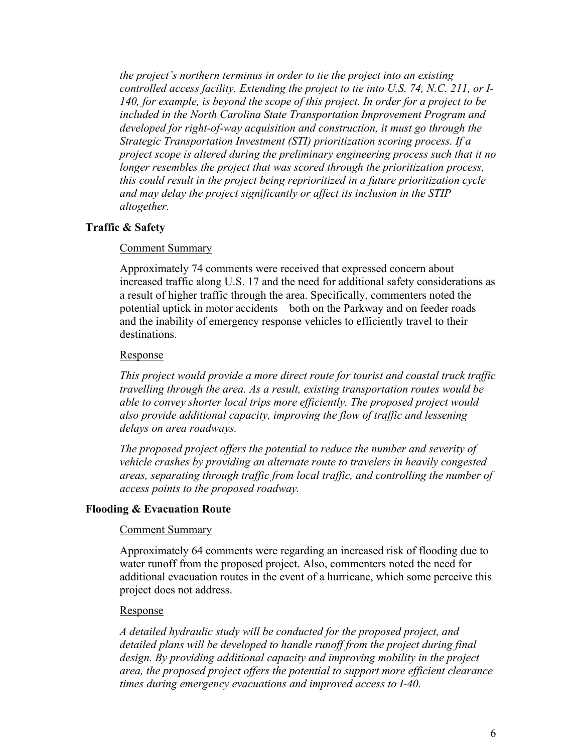*the project's northern terminus in order to tie the project into an existing controlled access facility. Extending the project to tie into U.S. 74, N.C. 211, or I-140, for example, is beyond the scope of this project. In order for a project to be included in the North Carolina State Transportation Improvement Program and developed for right-of-way acquisition and construction, it must go through the Strategic Transportation Investment (STI) prioritization scoring process. If a project scope is altered during the preliminary engineering process such that it no longer resembles the project that was scored through the prioritization process, this could result in the project being reprioritized in a future prioritization cycle and may delay the project significantly or affect its inclusion in the STIP altogether.*

**Traffic & Safety**

<u>Comment Summary</u>

Approximately 74 comments were received that expressed concern about increased traffic along U.S. 17 and the need for additional safety considerations as a result of higher traffic through the area. Specifically, commenters noted the potential uptick in motor accidents – both on the Parkway and on feeder roads – and the inability of emergency response vehicles to efficiently travel to their destinations.

<u>Response</u>

*This project would provide a more direct route for tourist and coastal truck traffic travelling through the area. As a result, existing transportation routes would be able to convey shorter local trips more efficiently. The proposed project would also provide additional capacity, improving the flow of traffic and lessening delays on area roadways.*

*The proposed project offers the potential to reduce the number and severity of vehicle crashes by providing an alternate route to travelers in heavily congested areas, separating through traffic from local traffic, and controlling the number of access points to the proposed roadway.*

**Flooding & Evacuation Route**

<u>Comment Summary</u>

Approximately 64 comments were regarding an increased risk of flooding due to water runoff from the proposed project. Also, commenters noted the need for additional evacuation routes in the event of a hurricane, which some perceive this project does not address.

<u>Response</u>

*A detailed hydraulic study will be conducted for the proposed project, and detailed plans will be developed to handle runoff from the project during final design. By providing additional capacity and improving mobility in the project area, the proposed project offers the potential to support more efficient clearance times during emergency evacuations and improved access to I-40.*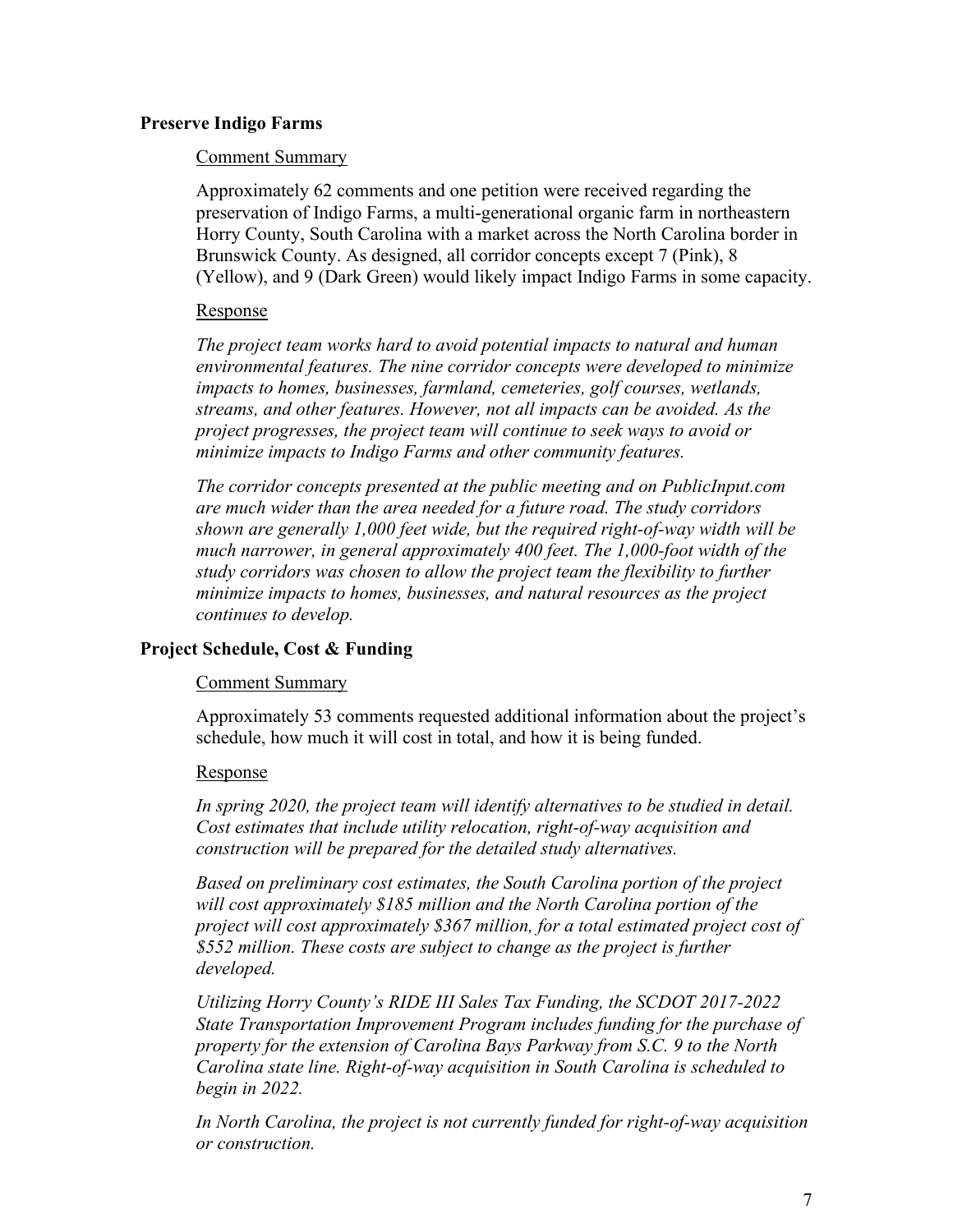## Preserve Indigo Farms

### Comment Summary

Approximately 62 comments and one petition were received regarding the preservation of Indigo Farms, a multi-generational organic farm in northeastern Horry County, South Carolina with a market across the North Carolina border in Brunswick County. As designed, all corridor concepts except 7 (Pink), 8 (Yellow), and 9 (Dark Green) would likely impact Indigo Farms in some capacity.

### Response

*The project team works hard to avoid potential impacts to natural and human environmental features. The nine corridor concepts were developed to minimize impacts to homes, businesses, farmland, cemeteries, golf courses, wetlands, streams, and other features. However, not all impacts can be avoided. As the project progresses, the project team will continue to seek ways to avoid or minimize impacts to Indigo Farms and other community features.*

*The corridor concepts presented at the public meeting and on PublicInput.com are much wider than the area needed for a future road. The study corridors shown are generally 1,000 feet wide, but the required right-of-way width will be much narrower, in general approximately 400 feet. The 1,000-foot width of the study corridors was chosen to allow the project team the flexibility to further minimize impacts to homes, businesses, and natural resources as the project continues to develop.*

## Project Schedule, Cost & Funding

### Comment Summary

Approximately 53 comments requested additional information about the project's schedule, how much it will cost in total, and how it is being funded.

### Response

*In spring 2020, the project team will identify alternatives to be studied in detail. Cost estimates that include utility relocation, right-of-way acquisition and construction will be prepared for the detailed study alternatives.*

*Based on preliminary cost estimates, the South Carolina portion of the project will cost approximately $185 million and the North Carolina portion of the project will cost approximately $367 million, for a total estimated project cost of $552 million. These costs are subject to change as the project is further developed.*

*Utilizing Horry County's RIDE III Sales Tax Funding, the SCDOT 2017-2022 State Transportation Improvement Program includes funding for the purchase of property for the extension of Carolina Bays Parkway from S.C. 9 to the North Carolina state line. Right-of-way acquisition in South Carolina is scheduled to begin in 2022.*

*In North Carolina, the project is not currently funded for right-of-way acquisition or construction.*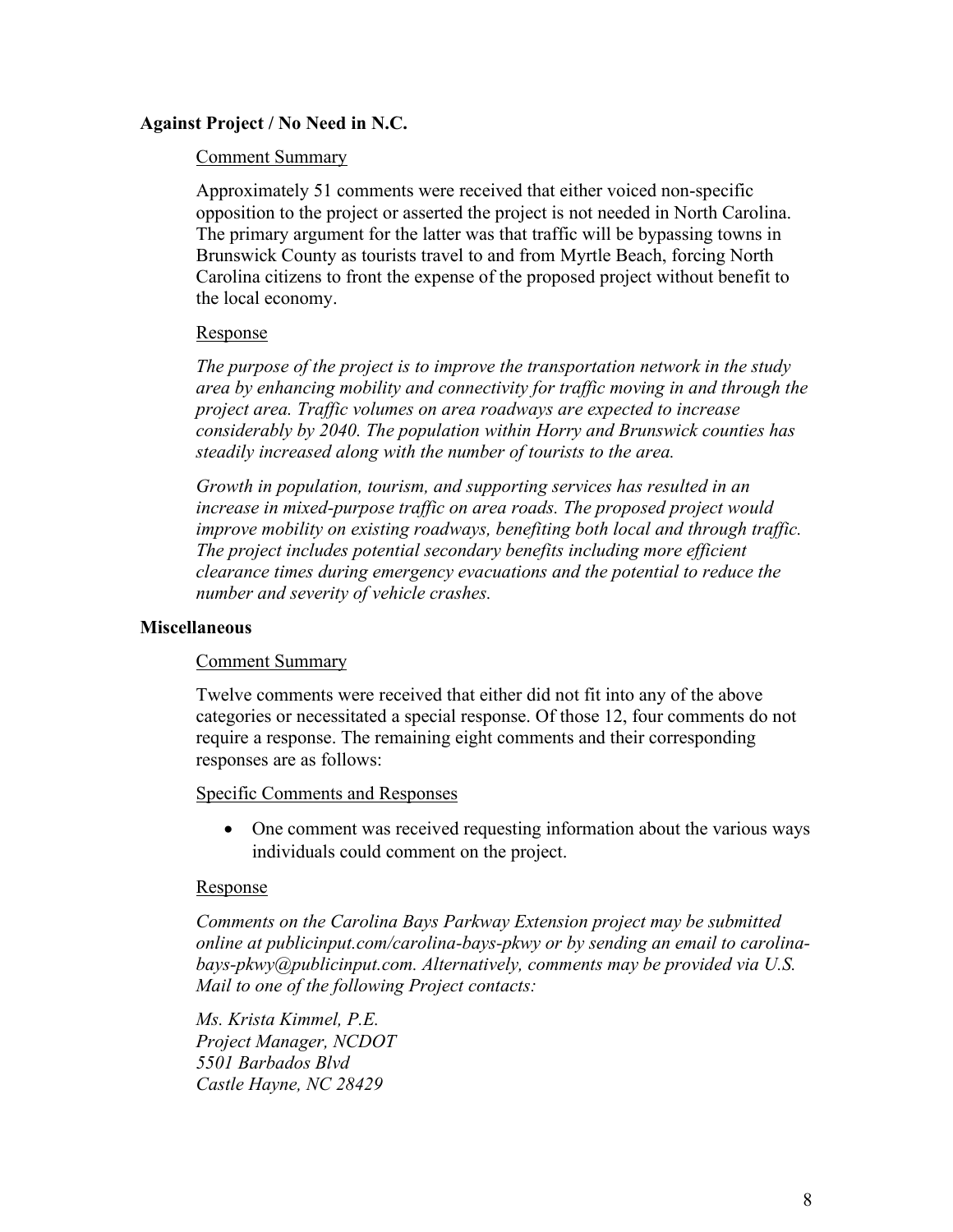**Against Project / No Need in N.C.**

Comment Summary

Approximately 51 comments were received that either voiced non-specific opposition to the project or asserted the project is not needed in North Carolina. The primary argument for the latter was that traffic will be bypassing towns in Brunswick County as tourists travel to and from Myrtle Beach, forcing North Carolina citizens to front the expense of the proposed project without benefit to the local economy.

Response

*The purpose of the project is to improve the transportation network in the study area by enhancing mobility and connectivity for traffic moving in and through the project area. Traffic volumes on area roadways are expected to increase considerably by 2040. The population within Horry and Brunswick counties has steadily increased along with the number of tourists to the area.*

*Growth in population, tourism, and supporting services has resulted in an increase in mixed-purpose traffic on area roads. The proposed project would improve mobility on existing roadways, benefiting both local and through traffic. The project includes potential secondary benefits including more efficient clearance times during emergency evacuations and the potential to reduce the number and severity of vehicle crashes.*

**Miscellaneous**

Comment Summary

Twelve comments were received that either did not fit into any of the above categories or necessitated a special response. Of those 12, four comments do not require a response. The remaining eight comments and their corresponding responses are as follows:

Specific Comments and Responses

- One comment was received requesting information about the various ways individuals could comment on the project.

Response

*Comments on the Carolina Bays Parkway Extension project may be submitted online at publicinput.com/carolina-bays-pkwy or by sending an email to carolina-bays-pkwy@publicinput.com. Alternatively, comments may be provided via U.S. Mail to one of the following Project contacts:*

*Ms. Krista Kimmel, P.E.*
*Project Manager, NCDOT*
*5501 Barbados Blvd*
*Castle Hayne, NC 28429*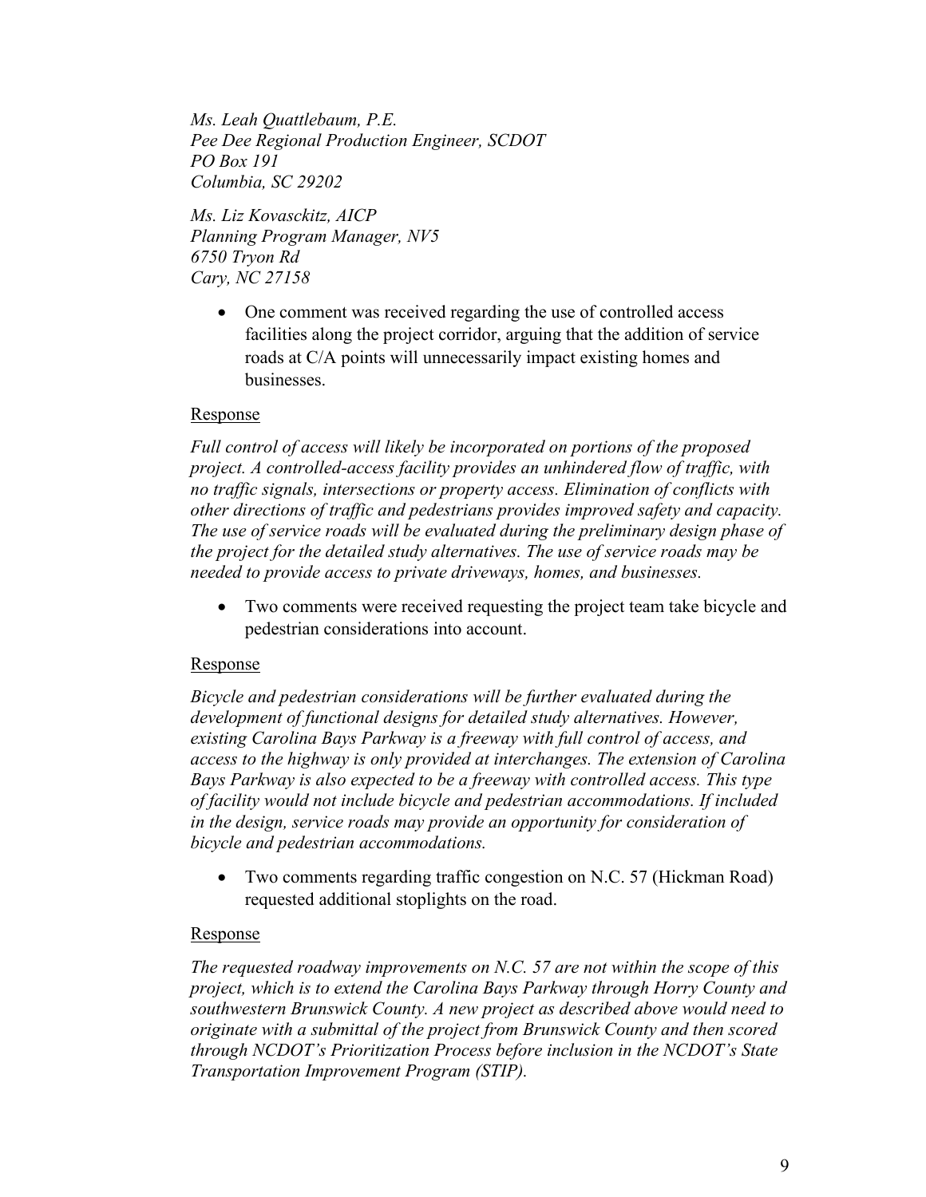*Ms. Leah Quattlebaum, P.E.*
*Pee Dee Regional Production Engineer, SCDOT*
*PO Box 191*
*Columbia, SC 29202*

*Ms. Liz Kovasckitz, AICP*
*Planning Program Manager, NV5*
*6750 Tryon Rd*
*Cary, NC 27158*

- One comment was received regarding the use of controlled access facilities along the project corridor, arguing that the addition of service roads at C/A points will unnecessarily impact existing homes and businesses.

<u>Response</u>

*Full control of access will likely be incorporated on portions of the proposed project. A controlled-access facility provides an unhindered flow of traffic, with no traffic signals, intersections or property access. Elimination of conflicts with other directions of traffic and pedestrians provides improved safety and capacity. The use of service roads will be evaluated during the preliminary design phase of the project for the detailed study alternatives. The use of service roads may be needed to provide access to private driveways, homes, and businesses.*

- Two comments were received requesting the project team take bicycle and pedestrian considerations into account.

<u>Response</u>

*Bicycle and pedestrian considerations will be further evaluated during the development of functional designs for detailed study alternatives. However, existing Carolina Bays Parkway is a freeway with full control of access, and access to the highway is only provided at interchanges. The extension of Carolina Bays Parkway is also expected to be a freeway with controlled access. This type of facility would not include bicycle and pedestrian accommodations. If included in the design, service roads may provide an opportunity for consideration of bicycle and pedestrian accommodations.*

- Two comments regarding traffic congestion on N.C. 57 (Hickman Road) requested additional stoplights on the road.

<u>Response</u>

*The requested roadway improvements on N.C. 57 are not within the scope of this project, which is to extend the Carolina Bays Parkway through Horry County and southwestern Brunswick County. A new project as described above would need to originate with a submittal of the project from Brunswick County and then scored through NCDOT's Prioritization Process before inclusion in the NCDOT's State Transportation Improvement Program (STIP).*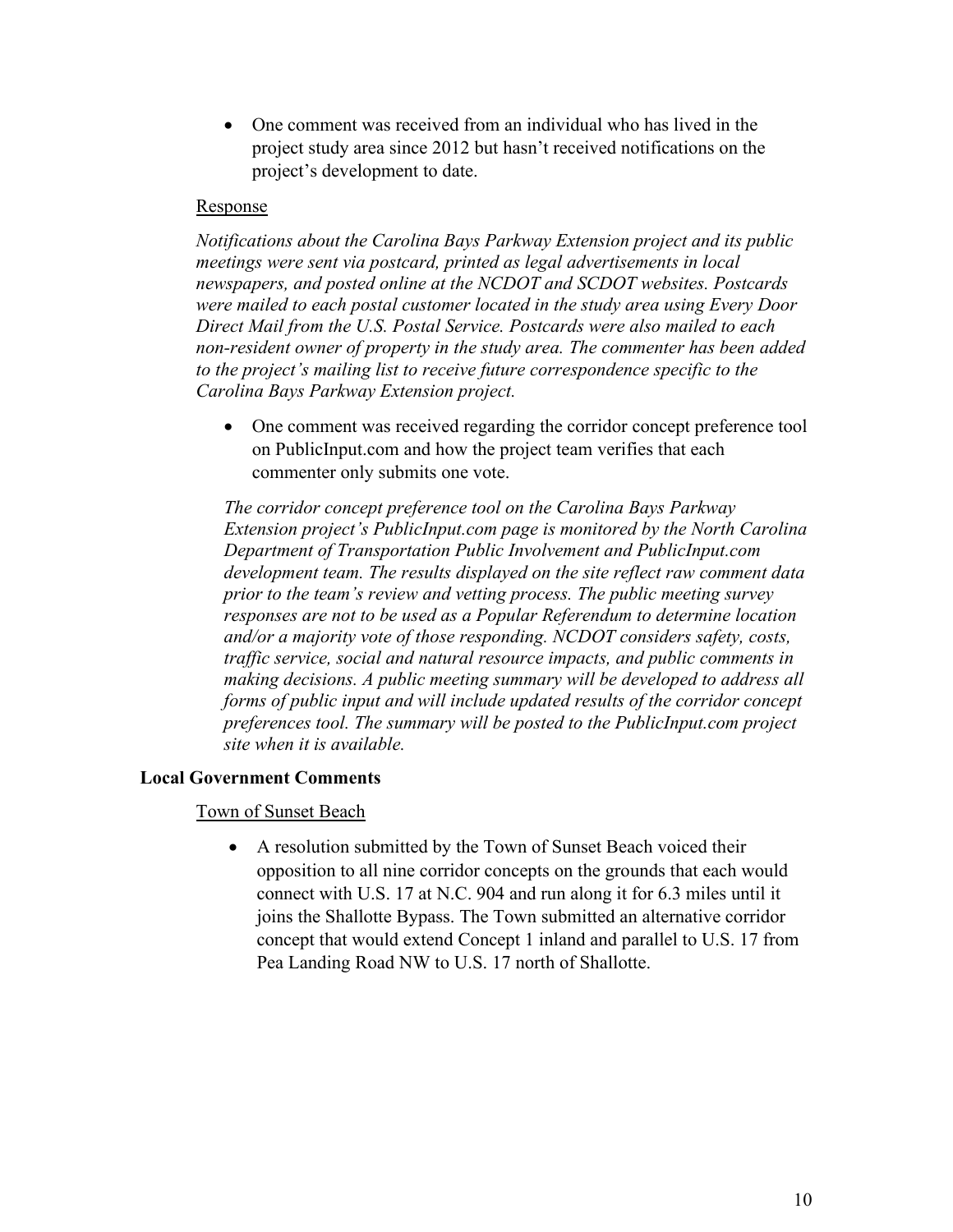- One comment was received from an individual who has lived in the project study area since 2012 but hasn't received notifications on the project's development to date.

<u>Response</u>

*Notifications about the Carolina Bays Parkway Extension project and its public meetings were sent via postcard, printed as legal advertisements in local newspapers, and posted online at the NCDOT and SCDOT websites. Postcards were mailed to each postal customer located in the study area using Every Door Direct Mail from the U.S. Postal Service. Postcards were also mailed to each non-resident owner of property in the study area. The commenter has been added to the project's mailing list to receive future correspondence specific to the Carolina Bays Parkway Extension project.*

- One comment was received regarding the corridor concept preference tool on PublicInput.com and how the project team verifies that each commenter only submits one vote.

*The corridor concept preference tool on the Carolina Bays Parkway Extension project's PublicInput.com page is monitored by the North Carolina Department of Transportation Public Involvement and PublicInput.com development team. The results displayed on the site reflect raw comment data prior to the team's review and vetting process. The public meeting survey responses are not to be used as a Popular Referendum to determine location and/or a majority vote of those responding. NCDOT considers safety, costs, traffic service, social and natural resource impacts, and public comments in making decisions. A public meeting summary will be developed to address all forms of public input and will include updated results of the corridor concept preferences tool. The summary will be posted to the PublicInput.com project site when it is available.*

**Local Government Comments**

<u>Town of Sunset Beach</u>

- A resolution submitted by the Town of Sunset Beach voiced their opposition to all nine corridor concepts on the grounds that each would connect with U.S. 17 at N.C. 904 and run along it for 6.3 miles until it joins the Shallotte Bypass. The Town submitted an alternative corridor concept that would extend Concept 1 inland and parallel to U.S. 17 from Pea Landing Road NW to U.S. 17 north of Shallotte.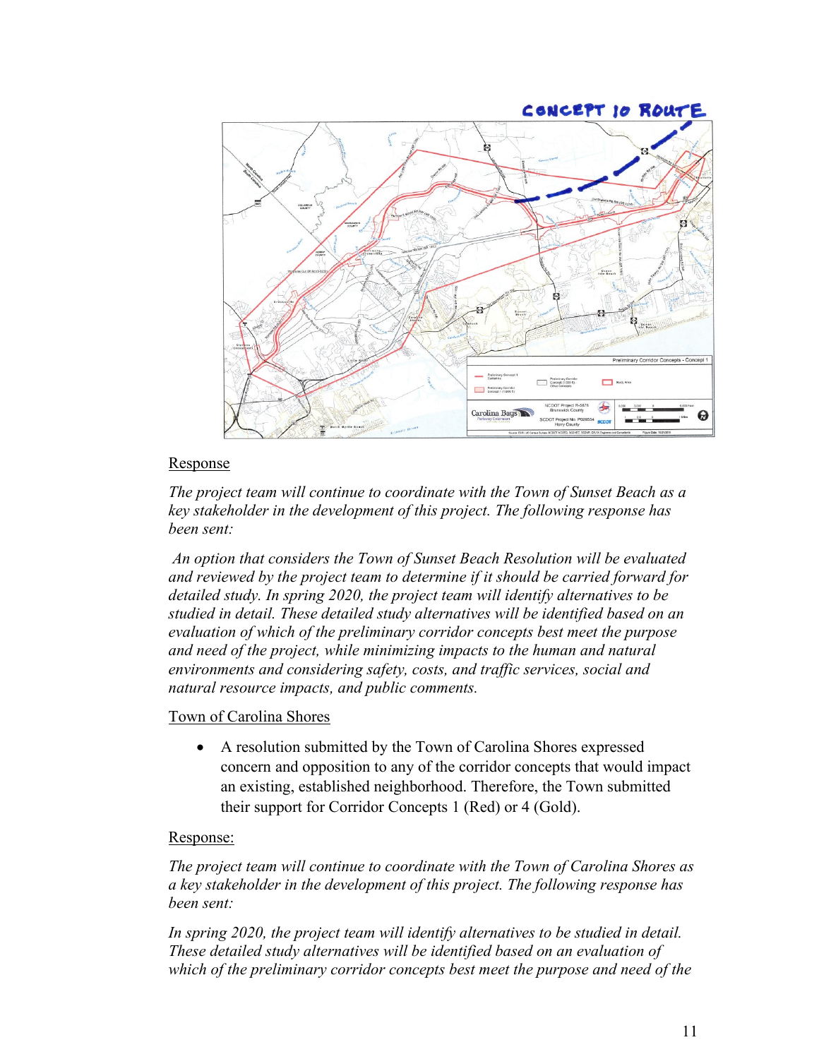CONCEPT 10 ROUTE

Response

*The project team will continue to coordinate with the Town of Sunset Beach as a key stakeholder in the development of this project. The following response has been sent:*

*An option that considers the Town of Sunset Beach Resolution will be evaluated and reviewed by the project team to determine if it should be carried forward for detailed study. In spring 2020, the project team will identify alternatives to be studied in detail. These detailed study alternatives will be identified based on an evaluation of which of the preliminary corridor concepts best meet the purpose and need of the project, while minimizing impacts to the human and natural environments and considering safety, costs, and traffic services, social and natural resource impacts, and public comments.*

Town of Carolina Shores

- A resolution submitted by the Town of Carolina Shores expressed concern and opposition to any of the corridor concepts that would impact an existing, established neighborhood. Therefore, the Town submitted their support for Corridor Concepts 1 (Red) or 4 (Gold).

Response:

*The project team will continue to coordinate with the Town of Carolina Shores as a key stakeholder in the development of this project. The following response has been sent:*

*In spring 2020, the project team will identify alternatives to be studied in detail. These detailed study alternatives will be identified based on an evaluation of which of the preliminary corridor concepts best meet the purpose and need of the*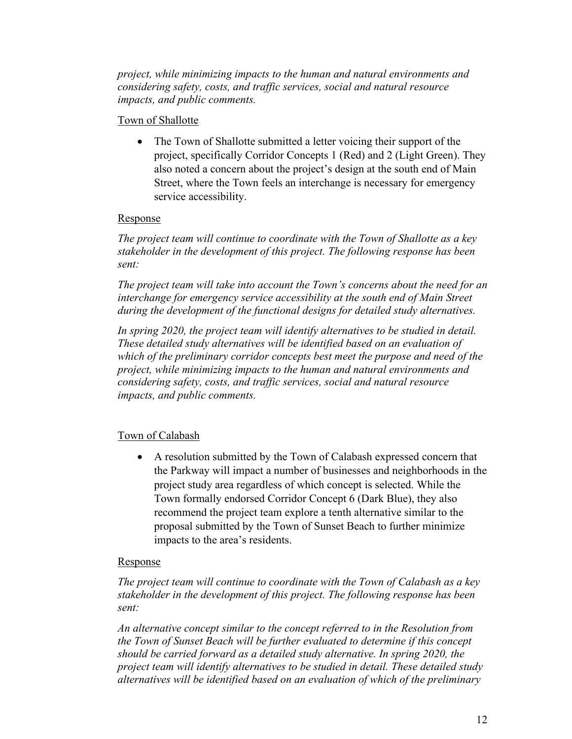*project, while minimizing impacts to the human and natural environments and considering safety, costs, and traffic services, social and natural resource impacts, and public comments.*

Town of Shallotte

- The Town of Shallotte submitted a letter voicing their support of the project, specifically Corridor Concepts 1 (Red) and 2 (Light Green). They also noted a concern about the project's design at the south end of Main Street, where the Town feels an interchange is necessary for emergency service accessibility.

Response

*The project team will continue to coordinate with the Town of Shallotte as a key stakeholder in the development of this project. The following response has been sent:*

*The project team will take into account the Town's concerns about the need for an interchange for emergency service accessibility at the south end of Main Street during the development of the functional designs for detailed study alternatives.*

*In spring 2020, the project team will identify alternatives to be studied in detail. These detailed study alternatives will be identified based on an evaluation of which of the preliminary corridor concepts best meet the purpose and need of the project, while minimizing impacts to the human and natural environments and considering safety, costs, and traffic services, social and natural resource impacts, and public comments.*

Town of Calabash

- A resolution submitted by the Town of Calabash expressed concern that the Parkway will impact a number of businesses and neighborhoods in the project study area regardless of which concept is selected. While the Town formally endorsed Corridor Concept 6 (Dark Blue), they also recommend the project team explore a tenth alternative similar to the proposal submitted by the Town of Sunset Beach to further minimize impacts to the area's residents.

Response

*The project team will continue to coordinate with the Town of Calabash as a key stakeholder in the development of this project. The following response has been sent:*

*An alternative concept similar to the concept referred to in the Resolution from the Town of Sunset Beach will be further evaluated to determine if this concept should be carried forward as a detailed study alternative. In spring 2020, the project team will identify alternatives to be studied in detail. These detailed study alternatives will be identified based on an evaluation of which of the preliminary*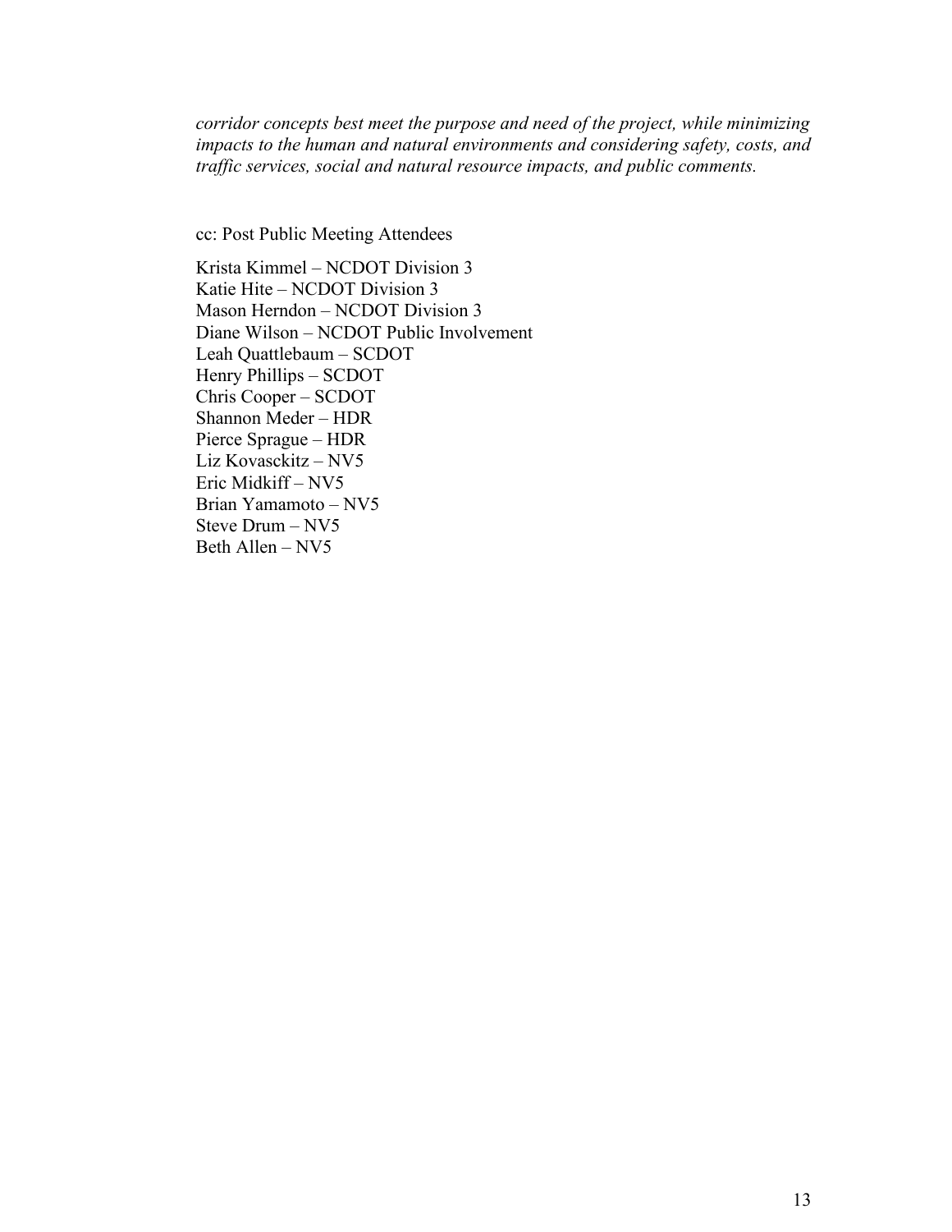*corridor concepts best meet the purpose and need of the project, while minimizing impacts to the human and natural environments and considering safety, costs, and traffic services, social and natural resource impacts, and public comments.*

cc: Post Public Meeting Attendees

Krista Kimmel – NCDOT Division 3
Katie Hite – NCDOT Division 3
Mason Herndon – NCDOT Division 3
Diane Wilson – NCDOT Public Involvement
Leah Quattlebaum – SCDOT
Henry Phillips – SCDOT
Chris Cooper – SCDOT
Shannon Meder – HDR
Pierce Sprague – HDR
Liz Kovasckitz – NV5
Eric Midkiff – NV5
Brian Yamamoto – NV5
Steve Drum – NV5
Beth Allen – NV5